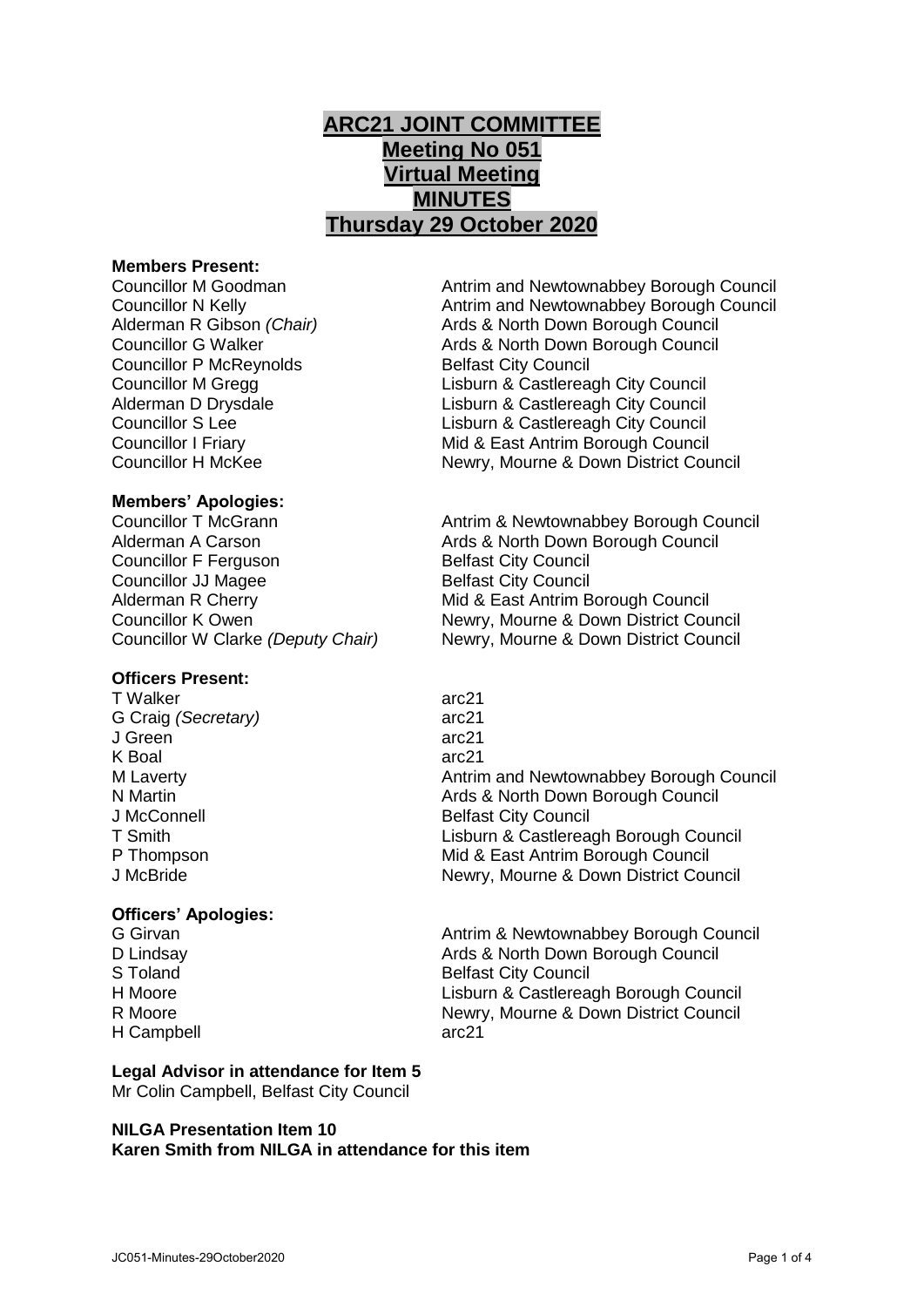# ARC21 JOINT COMMITTEE
## Meeting No 051
## Virtual Meeting
## MINUTES
## Thursday 29 October 2020

**Members Present:**

| | |
|---|---|
| Councillor M Goodman | Antrim and Newtownabbey Borough Council |
| Councillor N Kelly | Antrim and Newtownabbey Borough Council |
| Alderman R Gibson *(Chair)* | Ards & North Down Borough Council |
| Councillor G Walker | Ards & North Down Borough Council |
| Councillor P McReynolds | Belfast City Council |
| Councillor M Gregg | Lisburn & Castlereagh City Council |
| Alderman D Drysdale | Lisburn & Castlereagh City Council |
| Councillor S Lee | Lisburn & Castlereagh City Council |
| Councillor I Friary | Mid & East Antrim Borough Council |
| Councillor H McKee | Newry, Mourne & Down District Council |

**Members' Apologies:**

| | |
|---|---|
| Councillor T McGrann | Antrim & Newtownabbey Borough Council |
| Alderman A Carson | Ards & North Down Borough Council |
| Councillor F Ferguson | Belfast City Council |
| Councillor JJ Magee | Belfast City Council |
| Alderman R Cherry | Mid & East Antrim Borough Council |
| Councillor K Owen | Newry, Mourne & Down District Council |
| Councillor W Clarke *(Deputy Chair)* | Newry, Mourne & Down District Council |

**Officers Present:**

| | |
|---|---|
| T Walker | arc21 |
| G Craig *(Secretary)* | arc21 |
| J Green | arc21 |
| K Boal | arc21 |
| M Laverty | Antrim and Newtownabbey Borough Council |
| N Martin | Ards & North Down Borough Council |
| J McConnell | Belfast City Council |
| T Smith | Lisburn & Castlereagh Borough Council |
| P Thompson | Mid & East Antrim Borough Council |
| J McBride | Newry, Mourne & Down District Council |

**Officers' Apologies:**

| | |
|---|---|
| G Girvan | Antrim & Newtownabbey Borough Council |
| D Lindsay | Ards & North Down Borough Council |
| S Toland | Belfast City Council |
| H Moore | Lisburn & Castlereagh Borough Council |
| R Moore | Newry, Mourne & Down District Council |
| H Campbell | arc21 |

**Legal Advisor in attendance for Item 5**
Mr Colin Campbell, Belfast City Council

**NILGA Presentation Item 10**
**Karen Smith from NILGA in attendance for this item**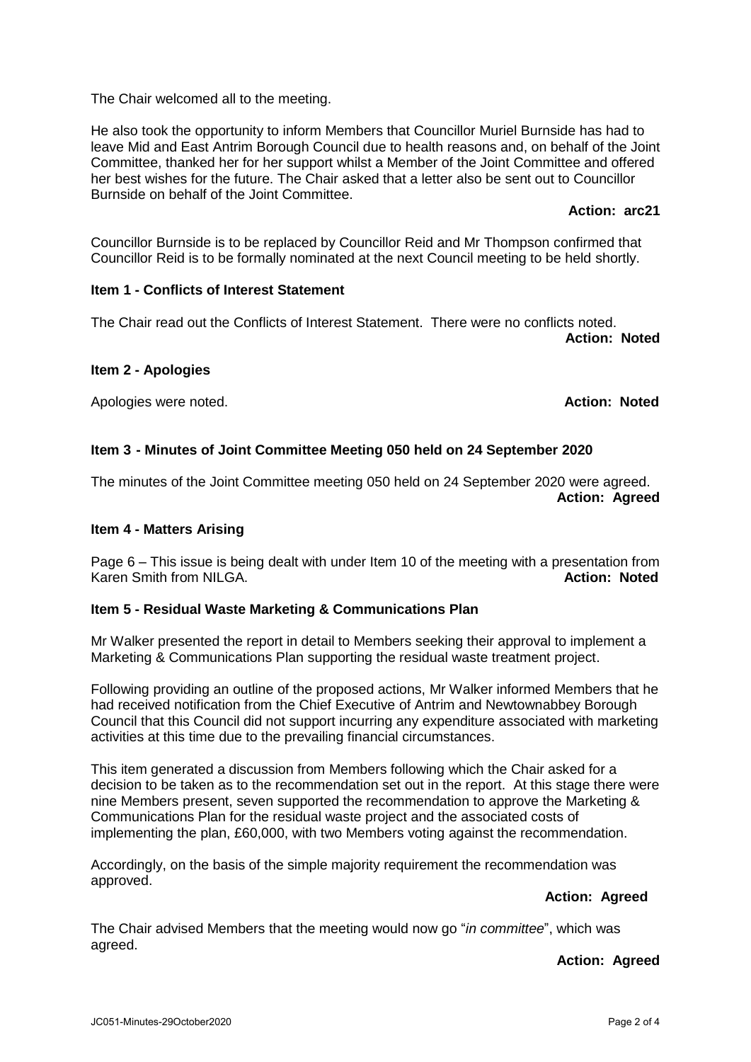The Chair welcomed all to the meeting.

He also took the opportunity to inform Members that Councillor Muriel Burnside has had to leave Mid and East Antrim Borough Council due to health reasons and, on behalf of the Joint Committee, thanked her for her support whilst a Member of the Joint Committee and offered her best wishes for the future. The Chair asked that a letter also be sent out to Councillor Burnside on behalf of the Joint Committee.

**Action: arc21**

Councillor Burnside is to be replaced by Councillor Reid and Mr Thompson confirmed that Councillor Reid is to be formally nominated at the next Council meeting to be held shortly.

**Item 1 - Conflicts of Interest Statement**

The Chair read out the Conflicts of Interest Statement. There were no conflicts noted.

**Action: Noted**

**Item 2 - Apologies**

Apologies were noted.

**Action: Noted**

**Item 3 - Minutes of Joint Committee Meeting 050 held on 24 September 2020**

The minutes of the Joint Committee meeting 050 held on 24 September 2020 were agreed.

**Action: Agreed**

**Item 4 - Matters Arising**

Page 6 – This issue is being dealt with under Item 10 of the meeting with a presentation from Karen Smith from NILGA.

**Action: Noted**

**Item 5 - Residual Waste Marketing & Communications Plan**

Mr Walker presented the report in detail to Members seeking their approval to implement a Marketing & Communications Plan supporting the residual waste treatment project.

Following providing an outline of the proposed actions, Mr Walker informed Members that he had received notification from the Chief Executive of Antrim and Newtownabbey Borough Council that this Council did not support incurring any expenditure associated with marketing activities at this time due to the prevailing financial circumstances.

This item generated a discussion from Members following which the Chair asked for a decision to be taken as to the recommendation set out in the report. At this stage there were nine Members present, seven supported the recommendation to approve the Marketing & Communications Plan for the residual waste project and the associated costs of implementing the plan, £60,000, with two Members voting against the recommendation.

Accordingly, on the basis of the simple majority requirement the recommendation was approved.

**Action: Agreed**

The Chair advised Members that the meeting would now go "*in committee*", which was agreed.

**Action: Agreed**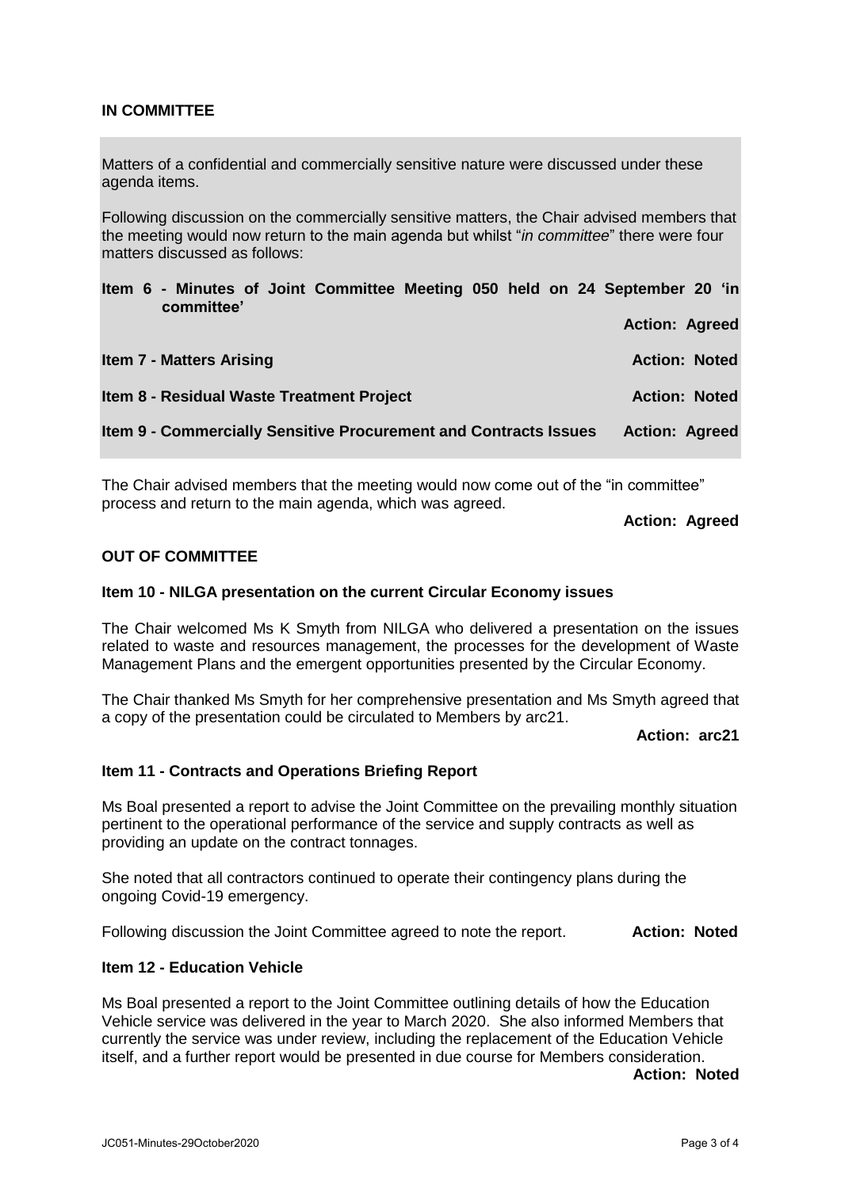**IN COMMITTEE**

Matters of a confidential and commercially sensitive nature were discussed under these agenda items.

Following discussion on the commercially sensitive matters, the Chair advised members that the meeting would now return to the main agenda but whilst "*in committee*" there were four matters discussed as follows:

**Item 6 - Minutes of Joint Committee Meeting 050 held on 24 September 20 'in committee'**

**Action: Agreed**

**Item 7 - Matters Arising** **Action: Noted**

**Item 8 - Residual Waste Treatment Project** **Action: Noted**

**Item 9 - Commercially Sensitive Procurement and Contracts Issues** **Action: Agreed**

The Chair advised members that the meeting would now come out of the "in committee" process and return to the main agenda, which was agreed.

**Action: Agreed**

**OUT OF COMMITTEE**

**Item 10 - NILGA presentation on the current Circular Economy issues**

The Chair welcomed Ms K Smyth from NILGA who delivered a presentation on the issues related to waste and resources management, the processes for the development of Waste Management Plans and the emergent opportunities presented by the Circular Economy.

The Chair thanked Ms Smyth for her comprehensive presentation and Ms Smyth agreed that a copy of the presentation could be circulated to Members by arc21.

**Action: arc21**

**Item 11 - Contracts and Operations Briefing Report**

Ms Boal presented a report to advise the Joint Committee on the prevailing monthly situation pertinent to the operational performance of the service and supply contracts as well as providing an update on the contract tonnages.

She noted that all contractors continued to operate their contingency plans during the ongoing Covid-19 emergency.

Following discussion the Joint Committee agreed to note the report. **Action: Noted**

**Item 12 - Education Vehicle**

Ms Boal presented a report to the Joint Committee outlining details of how the Education Vehicle service was delivered in the year to March 2020. She also informed Members that currently the service was under review, including the replacement of the Education Vehicle itself, and a further report would be presented in due course for Members consideration.

**Action: Noted**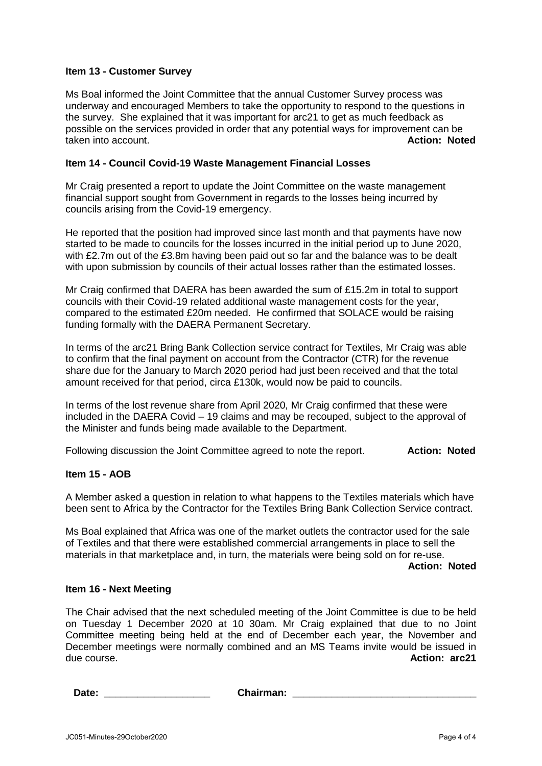**Item 13 - Customer Survey**

Ms Boal informed the Joint Committee that the annual Customer Survey process was underway and encouraged Members to take the opportunity to respond to the questions in the survey. She explained that it was important for arc21 to get as much feedback as possible on the services provided in order that any potential ways for improvement can be taken into account. **Action: Noted**

**Item 14 - Council Covid-19 Waste Management Financial Losses**

Mr Craig presented a report to update the Joint Committee on the waste management financial support sought from Government in regards to the losses being incurred by councils arising from the Covid-19 emergency.

He reported that the position had improved since last month and that payments have now started to be made to councils for the losses incurred in the initial period up to June 2020, with £2.7m out of the £3.8m having been paid out so far and the balance was to be dealt with upon submission by councils of their actual losses rather than the estimated losses.

Mr Craig confirmed that DAERA has been awarded the sum of £15.2m in total to support councils with their Covid-19 related additional waste management costs for the year, compared to the estimated £20m needed. He confirmed that SOLACE would be raising funding formally with the DAERA Permanent Secretary.

In terms of the arc21 Bring Bank Collection service contract for Textiles, Mr Craig was able to confirm that the final payment on account from the Contractor (CTR) for the revenue share due for the January to March 2020 period had just been received and that the total amount received for that period, circa £130k, would now be paid to councils.

In terms of the lost revenue share from April 2020, Mr Craig confirmed that these were included in the DAERA Covid – 19 claims and may be recouped, subject to the approval of the Minister and funds being made available to the Department.

Following discussion the Joint Committee agreed to note the report. **Action: Noted**

**Item 15 - AOB**

A Member asked a question in relation to what happens to the Textiles materials which have been sent to Africa by the Contractor for the Textiles Bring Bank Collection Service contract.

Ms Boal explained that Africa was one of the market outlets the contractor used for the sale of Textiles and that there were established commercial arrangements in place to sell the materials in that marketplace and, in turn, the materials were being sold on for re-use. **Action: Noted**

**Item 16 - Next Meeting**

The Chair advised that the next scheduled meeting of the Joint Committee is due to be held on Tuesday 1 December 2020 at 10 30am. Mr Craig explained that due to no Joint Committee meeting being held at the end of December each year, the November and December meetings were normally combined and an MS Teams invite would be issued in due course. **Action: arc21**

**Date:** ____________________ **Chairman:** ____________________________________

JC051-Minutes-29October2020